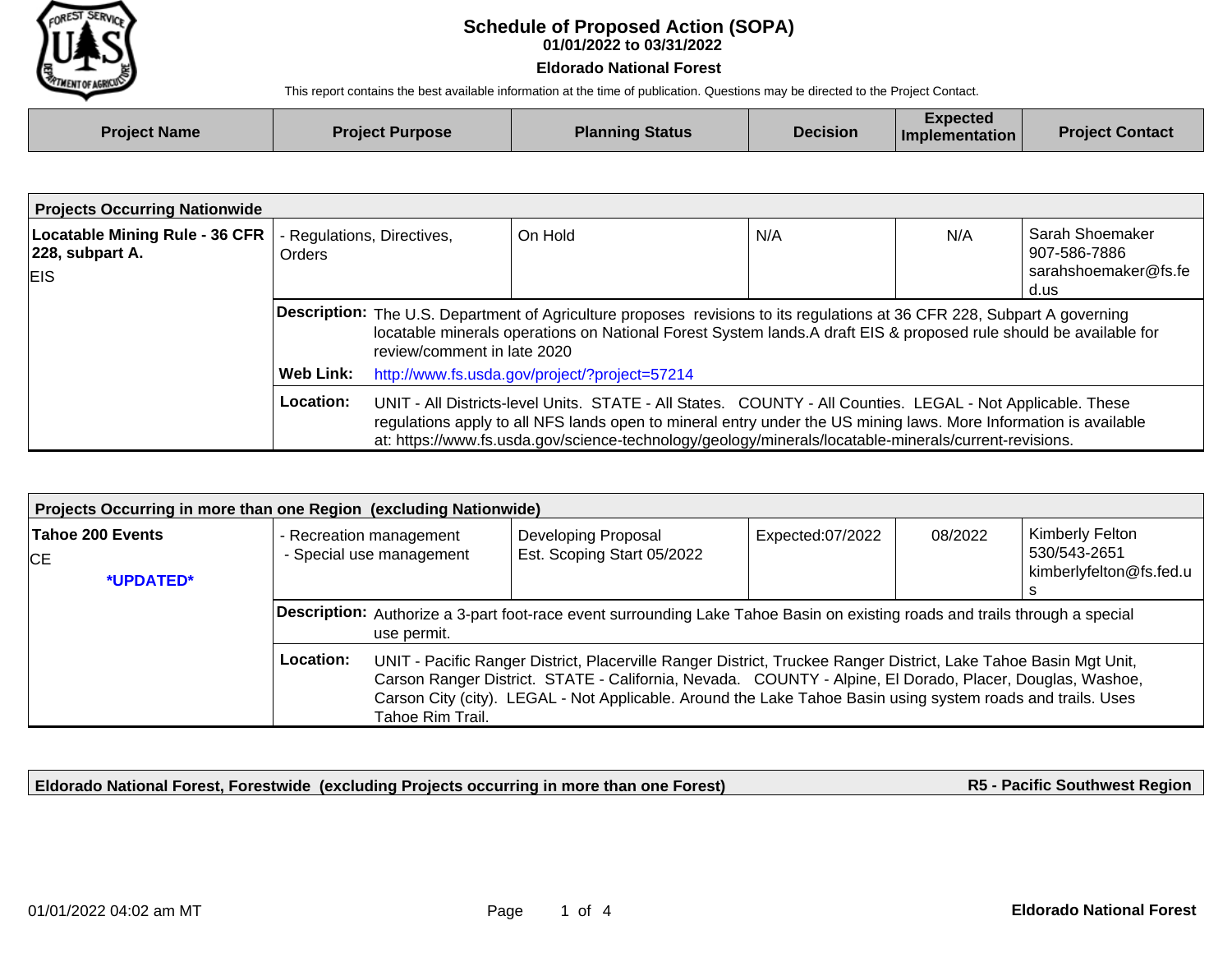# Schedule of Proposed Action (SOPA)

**01/01/2022 to 03/31/2022**

**Eldorado National Forest**

This report contains the best available information at the time of publication. Questions may be directed to the Project Contact.

| Project Name | Project Purpose | Planning Status | Decision | Expected Implementation | Project Contact |
|---|---|---|---|---|---|

## Projects Occurring Nationwide

| Project Name | Project Purpose | Planning Status | Decision | Expected Implementation | Project Contact |
|---|---|---|---|---|---|
| **Locatable Mining Rule - 36 CFR 228, subpart A.** EIS | - Regulations, Directives, Orders | On Hold | N/A | N/A | Sarah Shoemaker 907-586-7886 sarahshoemaker@fs.fed.us |

**Description:** The U.S. Department of Agriculture proposes revisions to its regulations at 36 CFR 228, Subpart A governing locatable minerals operations on National Forest System lands.A draft EIS & proposed rule should be available for review/comment in late 2020

**Web Link:** http://www.fs.usda.gov/project/?project=57214

**Location:** UNIT - All Districts-level Units. STATE - All States. COUNTY - All Counties. LEGAL - Not Applicable. These regulations apply to all NFS lands open to mineral entry under the US mining laws. More Information is available at: https://www.fs.usda.gov/science-technology/geology/minerals/locatable-minerals/current-revisions.

## Projects Occurring in more than one Region (excluding Nationwide)

| Project Name | Project Purpose | Planning Status | Decision | Expected Implementation | Project Contact |
|---|---|---|---|---|---|
| **Tahoe 200 Events** CE ***UPDATED*** | - Recreation management - Special use management | Developing Proposal Est. Scoping Start 05/2022 | Expected:07/2022 | 08/2022 | Kimberly Felton 530/543-2651 kimberlyfelton@fs.fed.us |

**Description:** Authorize a 3-part foot-race event surrounding Lake Tahoe Basin on existing roads and trails through a special use permit.

**Location:** UNIT - Pacific Ranger District, Placerville Ranger District, Truckee Ranger District, Lake Tahoe Basin Mgt Unit, Carson Ranger District. STATE - California, Nevada. COUNTY - Alpine, El Dorado, Placer, Douglas, Washoe, Carson City (city). LEGAL - Not Applicable. Around the Lake Tahoe Basin using system roads and trails. Uses Tahoe Rim Trail.

## Eldorado National Forest, Forestwide (excluding Projects occurring in more than one Forest) — R5 - Pacific Southwest Region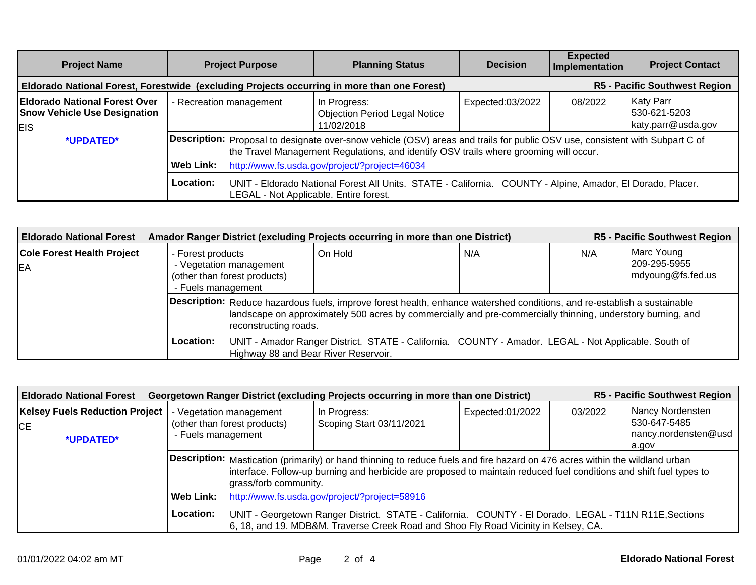| Project Name | Project Purpose | Planning Status | Decision | Expected Implementation | Project Contact |
|---|---|---|---|---|---|

**Eldorado National Forest, Forestwide (excluding Projects occurring in more than one Forest)** — **R5 - Pacific Southwest Region**

| Project Name | Project Purpose | Planning Status | Decision | Expected Implementation | Project Contact |
|---|---|---|---|---|---|
| **Eldorado National Forest Over Snow Vehicle Use Designation**<br>EIS<br>***UPDATED*** | - Recreation management | In Progress:<br>Objection Period Legal Notice 11/02/2018 | Expected:03/2022 | 08/2022 | Katy Parr<br>530-621-5203<br>katy.parr@usda.gov |

**Description:** Proposal to designate over-snow vehicle (OSV) areas and trails for public OSV use, consistent with Subpart C of the Travel Management Regulations, and identify OSV trails where grooming will occur.

**Web Link:** http://www.fs.usda.gov/project/?project=46034

**Location:** UNIT - Eldorado National Forest All Units. STATE - California. COUNTY - Alpine, Amador, El Dorado, Placer. LEGAL - Not Applicable. Entire forest.

**Eldorado National Forest — Amador Ranger District (excluding Projects occurring in more than one District)** — **R5 - Pacific Southwest Region**

| Project Name | Project Purpose | Planning Status | Decision | Expected Implementation | Project Contact |
|---|---|---|---|---|---|
| **Cole Forest Health Project**<br>EA | - Forest products<br>- Vegetation management (other than forest products)<br>- Fuels management | On Hold | N/A | N/A | Marc Young<br>209-295-5955<br>mdyoung@fs.fed.us |

**Description:** Reduce hazardous fuels, improve forest health, enhance watershed conditions, and re-establish a sustainable landscape on approximately 500 acres by commercially and pre-commercially thinning, understory burning, and reconstructing roads.

**Location:** UNIT - Amador Ranger District. STATE - California. COUNTY - Amador. LEGAL - Not Applicable. South of Highway 88 and Bear River Reservoir.

**Eldorado National Forest — Georgetown Ranger District (excluding Projects occurring in more than one District)** — **R5 - Pacific Southwest Region**

| Project Name | Project Purpose | Planning Status | Decision | Expected Implementation | Project Contact |
|---|---|---|---|---|---|
| **Kelsey Fuels Reduction Project**<br>CE<br>***UPDATED*** | - Vegetation management (other than forest products)<br>- Fuels management | In Progress:<br>Scoping Start 03/11/2021 | Expected:01/2022 | 03/2022 | Nancy Nordensten<br>530-647-5485<br>nancy.nordensten@usda.gov |

**Description:** Mastication (primarily) or hand thinning to reduce fuels and fire hazard on 476 acres within the wildland urban interface. Follow-up burning and herbicide are proposed to maintain reduced fuel conditions and shift fuel types to grass/forb community.

**Web Link:** http://www.fs.usda.gov/project/?project=58916

**Location:** UNIT - Georgetown Ranger District. STATE - California. COUNTY - El Dorado. LEGAL - T11N R11E,Sections 6, 18, and 19. MDB&M. Traverse Creek Road and Shoo Fly Road Vicinity in Kelsey, CA.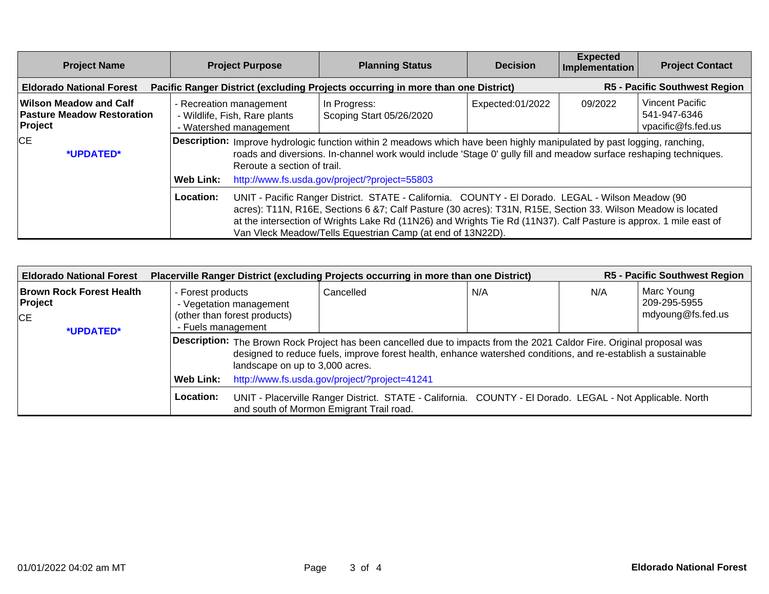| Project Name | Project Purpose | Planning Status | Decision | Expected Implementation | Project Contact |
|---|---|---|---|---|---|
| **Eldorado National Forest** | **Pacific Ranger District (excluding Projects occurring in more than one District)** | | | | **R5 - Pacific Southwest Region** |
| **Wilson Meadow and Calf Pasture Meadow Restoration Project** CE **\*UPDATED\*** | - Recreation management - Wildlife, Fish, Rare plants - Watershed management | In Progress: Scoping Start 05/26/2020 | Expected:01/2022 | 09/2022 | Vincent Pacific 541-947-6346 vpacific@fs.fed.us |
| | **Description:** Improve hydrologic function within 2 meadows which have been highly manipulated by past logging, ranching, roads and diversions. In-channel work would include 'Stage 0' gully fill and meadow surface reshaping techniques. Reroute a section of trail. | | | | |
| | **Web Link:** http://www.fs.usda.gov/project/?project=55803 | | | | |
| | **Location:** UNIT - Pacific Ranger District. STATE - California. COUNTY - El Dorado. LEGAL - Wilson Meadow (90 acres): T11N, R16E, Sections 6 &7; Calf Pasture (30 acres): T31N, R15E, Section 33. Wilson Meadow is located at the intersection of Wrights Lake Rd (11N26) and Wrights Tie Rd (11N37). Calf Pasture is approx. 1 mile east of Van Vleck Meadow/Tells Equestrian Camp (at end of 13N22D). | | | | |

| Project Name | Project Purpose | Planning Status | Decision | Expected Implementation | Project Contact |
|---|---|---|---|---|---|
| **Eldorado National Forest** | **Placerville Ranger District (excluding Projects occurring in more than one District)** | | | | **R5 - Pacific Southwest Region** |
| **Brown Rock Forest Health Project** CE **\*UPDATED\*** | - Forest products - Vegetation management (other than forest products) - Fuels management | Cancelled | N/A | N/A | Marc Young 209-295-5955 mdyoung@fs.fed.us |
| | **Description:** The Brown Rock Project has been cancelled due to impacts from the 2021 Caldor Fire. Original proposal was designed to reduce fuels, improve forest health, enhance watershed conditions, and re-establish a sustainable landscape on up to 3,000 acres. | | | | |
| | **Web Link:** http://www.fs.usda.gov/project/?project=41241 | | | | |
| | **Location:** UNIT - Placerville Ranger District. STATE - California. COUNTY - El Dorado. LEGAL - Not Applicable. North and south of Mormon Emigrant Trail road. | | | | |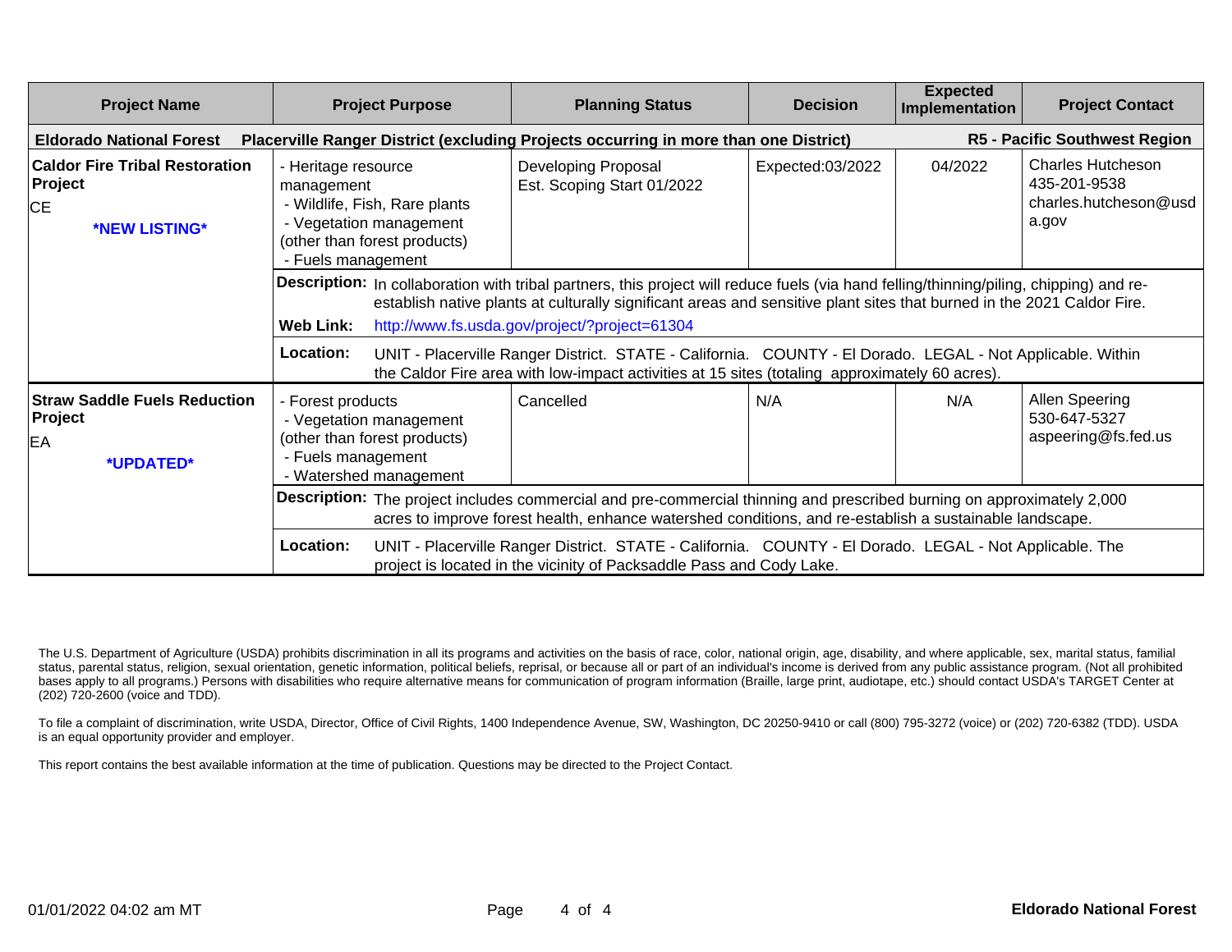| Project Name | Project Purpose | Planning Status | Decision | Expected Implementation | Project Contact |
|---|---|---|---|---|---|
| **Eldorado National Forest** | **Placerville Ranger District (excluding Projects occurring in more than one District)** | | | | **R5 - Pacific Southwest Region** |
| **Caldor Fire Tribal Restoration Project**<br>CE<br>***NEW LISTING*** | - Heritage resource management<br>- Wildlife, Fish, Rare plants<br>- Vegetation management (other than forest products)<br>- Fuels management | Developing Proposal<br>Est. Scoping Start 01/2022 | Expected:03/2022 | 04/2022 | Charles Hutcheson<br>435-201-9538<br>charles.hutcheson@usda.gov |
| | **Description:** In collaboration with tribal partners, this project will reduce fuels (via hand felling/thinning/piling, chipping) and re-establish native plants at culturally significant areas and sensitive plant sites that burned in the 2021 Caldor Fire.<br>**Web Link:** http://www.fs.usda.gov/project/?project=61304 | | | | |
| | **Location:** UNIT - Placerville Ranger District. STATE - California. COUNTY - El Dorado. LEGAL - Not Applicable. Within the Caldor Fire area with low-impact activities at 15 sites (totaling approximately 60 acres). | | | | |
| **Straw Saddle Fuels Reduction Project**<br>EA<br>***UPDATED*** | - Forest products<br>- Vegetation management (other than forest products)<br>- Fuels management<br>- Watershed management | Cancelled | N/A | N/A | Allen Speering<br>530-647-5327<br>aspeering@fs.fed.us |
| | **Description:** The project includes commercial and pre-commercial thinning and prescribed burning on approximately 2,000 acres to improve forest health, enhance watershed conditions, and re-establish a sustainable landscape. | | | | |
| | **Location:** UNIT - Placerville Ranger District. STATE - California. COUNTY - El Dorado. LEGAL - Not Applicable. The project is located in the vicinity of Packsaddle Pass and Cody Lake. | | | | |

The U.S. Department of Agriculture (USDA) prohibits discrimination in all its programs and activities on the basis of race, color, national origin, age, disability, and where applicable, sex, marital status, familial status, parental status, religion, sexual orientation, genetic information, political beliefs, reprisal, or because all or part of an individual's income is derived from any public assistance program. (Not all prohibited bases apply to all programs.) Persons with disabilities who require alternative means for communication of program information (Braille, large print, audiotape, etc.) should contact USDA's TARGET Center at (202) 720-2600 (voice and TDD).

To file a complaint of discrimination, write USDA, Director, Office of Civil Rights, 1400 Independence Avenue, SW, Washington, DC 20250-9410 or call (800) 795-3272 (voice) or (202) 720-6382 (TDD). USDA is an equal opportunity provider and employer.

This report contains the best available information at the time of publication. Questions may be directed to the Project Contact.